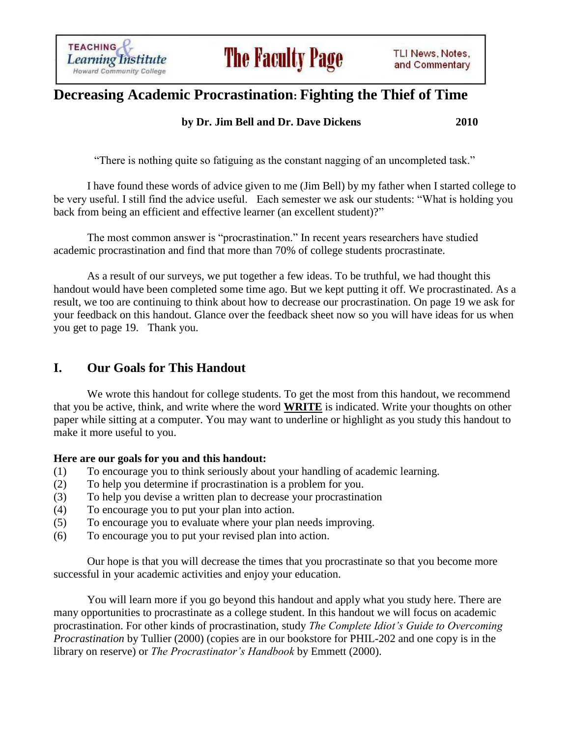TEACHING & Learning Institute — Howard Community College | **The Faculty Page** | TLI News, Notes, and Commentary

# Decreasing Academic Procrastination: Fighting the Thief of Time

**by Dr. Jim Bell and Dr. Dave Dickens 2010**

"There is nothing quite so fatiguing as the constant nagging of an uncompleted task."

I have found these words of advice given to me (Jim Bell) by my father when I started college to be very useful. I still find the advice useful. Each semester we ask our students: "What is holding you back from being an efficient and effective learner (an excellent student)?"

The most common answer is "procrastination." In recent years researchers have studied academic procrastination and find that more than 70% of college students procrastinate.

As a result of our surveys, we put together a few ideas. To be truthful, we had thought this handout would have been completed some time ago. But we kept putting it off. We procrastinated. As a result, we too are continuing to think about how to decrease our procrastination. On page 19 we ask for your feedback on this handout. Glance over the feedback sheet now so you will have ideas for us when you get to page 19. Thank you.

## I. Our Goals for This Handout

We wrote this handout for college students. To get the most from this handout, we recommend that you be active, think, and write where the word **<u>WRITE</u>** is indicated. Write your thoughts on other paper while sitting at a computer. You may want to underline or highlight as you study this handout to make it more useful to you.

**Here are our goals for you and this handout:**

(1) To encourage you to think seriously about your handling of academic learning.
(2) To help you determine if procrastination is a problem for you.
(3) To help you devise a written plan to decrease your procrastination
(4) To encourage you to put your plan into action.
(5) To encourage you to evaluate where your plan needs improving.
(6) To encourage you to put your revised plan into action.

Our hope is that you will decrease the times that you procrastinate so that you become more successful in your academic activities and enjoy your education.

You will learn more if you go beyond this handout and apply what you study here. There are many opportunities to procrastinate as a college student. In this handout we will focus on academic procrastination. For other kinds of procrastination, study *The Complete Idiot's Guide to Overcoming Procrastination* by Tullier (2000) (copies are in our bookstore for PHIL-202 and one copy is in the library on reserve) or *The Procrastinator's Handbook* by Emmett (2000).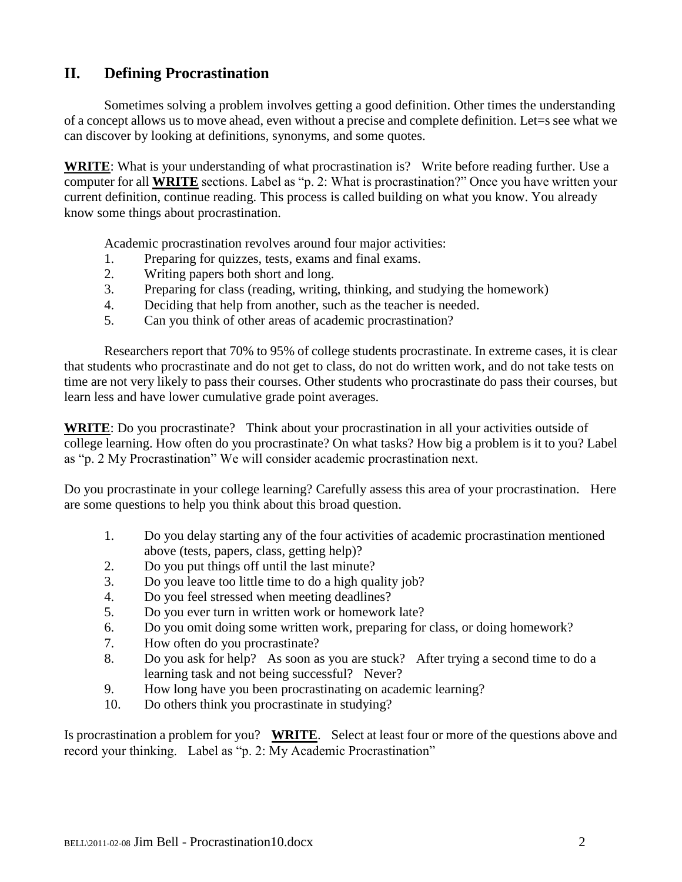## II. Defining Procrastination

Sometimes solving a problem involves getting a good definition. Other times the understanding of a concept allows us to move ahead, even without a precise and complete definition. Let=s see what we can discover by looking at definitions, synonyms, and some quotes.

**WRITE**: What is your understanding of what procrastination is? Write before reading further. Use a computer for all **WRITE** sections. Label as "p. 2: What is procrastination?" Once you have written your current definition, continue reading. This process is called building on what you know. You already know some things about procrastination.

Academic procrastination revolves around four major activities:

1. Preparing for quizzes, tests, exams and final exams.
2. Writing papers both short and long.
3. Preparing for class (reading, writing, thinking, and studying the homework)
4. Deciding that help from another, such as the teacher is needed.
5. Can you think of other areas of academic procrastination?

Researchers report that 70% to 95% of college students procrastinate. In extreme cases, it is clear that students who procrastinate and do not get to class, do not do written work, and do not take tests on time are not very likely to pass their courses. Other students who procrastinate do pass their courses, but learn less and have lower cumulative grade point averages.

**WRITE**: Do you procrastinate? Think about your procrastination in all your activities outside of college learning. How often do you procrastinate? On what tasks? How big a problem is it to you? Label as "p. 2 My Procrastination" We will consider academic procrastination next.

Do you procrastinate in your college learning? Carefully assess this area of your procrastination. Here are some questions to help you think about this broad question.

1. Do you delay starting any of the four activities of academic procrastination mentioned above (tests, papers, class, getting help)?
2. Do you put things off until the last minute?
3. Do you leave too little time to do a high quality job?
4. Do you feel stressed when meeting deadlines?
5. Do you ever turn in written work or homework late?
6. Do you omit doing some written work, preparing for class, or doing homework?
7. How often do you procrastinate?
8. Do you ask for help? As soon as you are stuck? After trying a second time to do a learning task and not being successful? Never?
9. How long have you been procrastinating on academic learning?
10. Do others think you procrastinate in studying?

Is procrastination a problem for you? **WRITE**. Select at least four or more of the questions above and record your thinking. Label as "p. 2: My Academic Procrastination"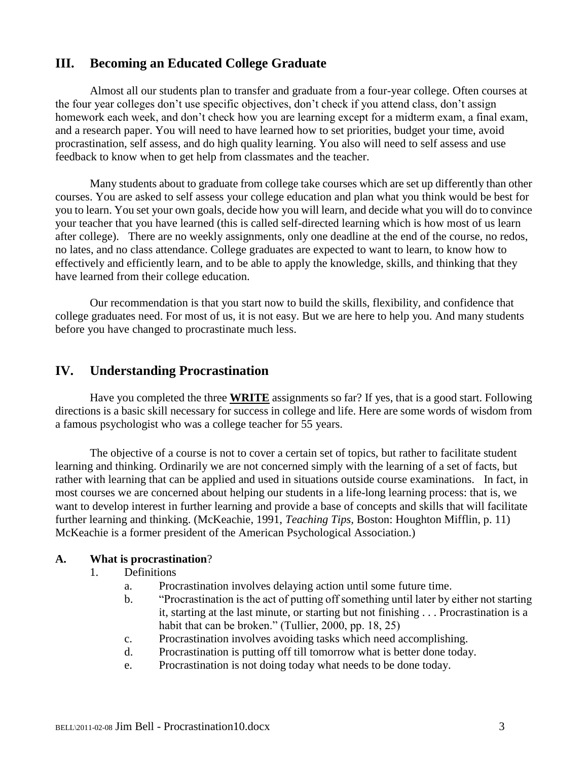## III. Becoming an Educated College Graduate

Almost all our students plan to transfer and graduate from a four-year college. Often courses at the four year colleges don't use specific objectives, don't check if you attend class, don't assign homework each week, and don't check how you are learning except for a midterm exam, a final exam, and a research paper. You will need to have learned how to set priorities, budget your time, avoid procrastination, self assess, and do high quality learning. You also will need to self assess and use feedback to know when to get help from classmates and the teacher.

Many students about to graduate from college take courses which are set up differently than other courses. You are asked to self assess your college education and plan what you think would be best for you to learn. You set your own goals, decide how you will learn, and decide what you will do to convince your teacher that you have learned (this is called self-directed learning which is how most of us learn after college). There are no weekly assignments, only one deadline at the end of the course, no redos, no lates, and no class attendance. College graduates are expected to want to learn, to know how to effectively and efficiently learn, and to be able to apply the knowledge, skills, and thinking that they have learned from their college education.

Our recommendation is that you start now to build the skills, flexibility, and confidence that college graduates need. For most of us, it is not easy. But we are here to help you. And many students before you have changed to procrastinate much less.

## IV. Understanding Procrastination

Have you completed the three **WRITE** assignments so far? If yes, that is a good start. Following directions is a basic skill necessary for success in college and life. Here are some words of wisdom from a famous psychologist who was a college teacher for 55 years.

The objective of a course is not to cover a certain set of topics, but rather to facilitate student learning and thinking. Ordinarily we are not concerned simply with the learning of a set of facts, but rather with learning that can be applied and used in situations outside course examinations. In fact, in most courses we are concerned about helping our students in a life-long learning process: that is, we want to develop interest in further learning and provide a base of concepts and skills that will facilitate further learning and thinking. (McKeachie, 1991, *Teaching Tips,* Boston: Houghton Mifflin, p. 11) McKeachie is a former president of the American Psychological Association.)

### A. What is procrastination?

1. Definitions
   a. Procrastination involves delaying action until some future time.
   b. "Procrastination is the act of putting off something until later by either not starting it, starting at the last minute, or starting but not finishing . . . Procrastination is a habit that can be broken." (Tullier, 2000, pp. 18, 25)
   c. Procrastination involves avoiding tasks which need accomplishing.
   d. Procrastination is putting off till tomorrow what is better done today.
   e. Procrastination is not doing today what needs to be done today.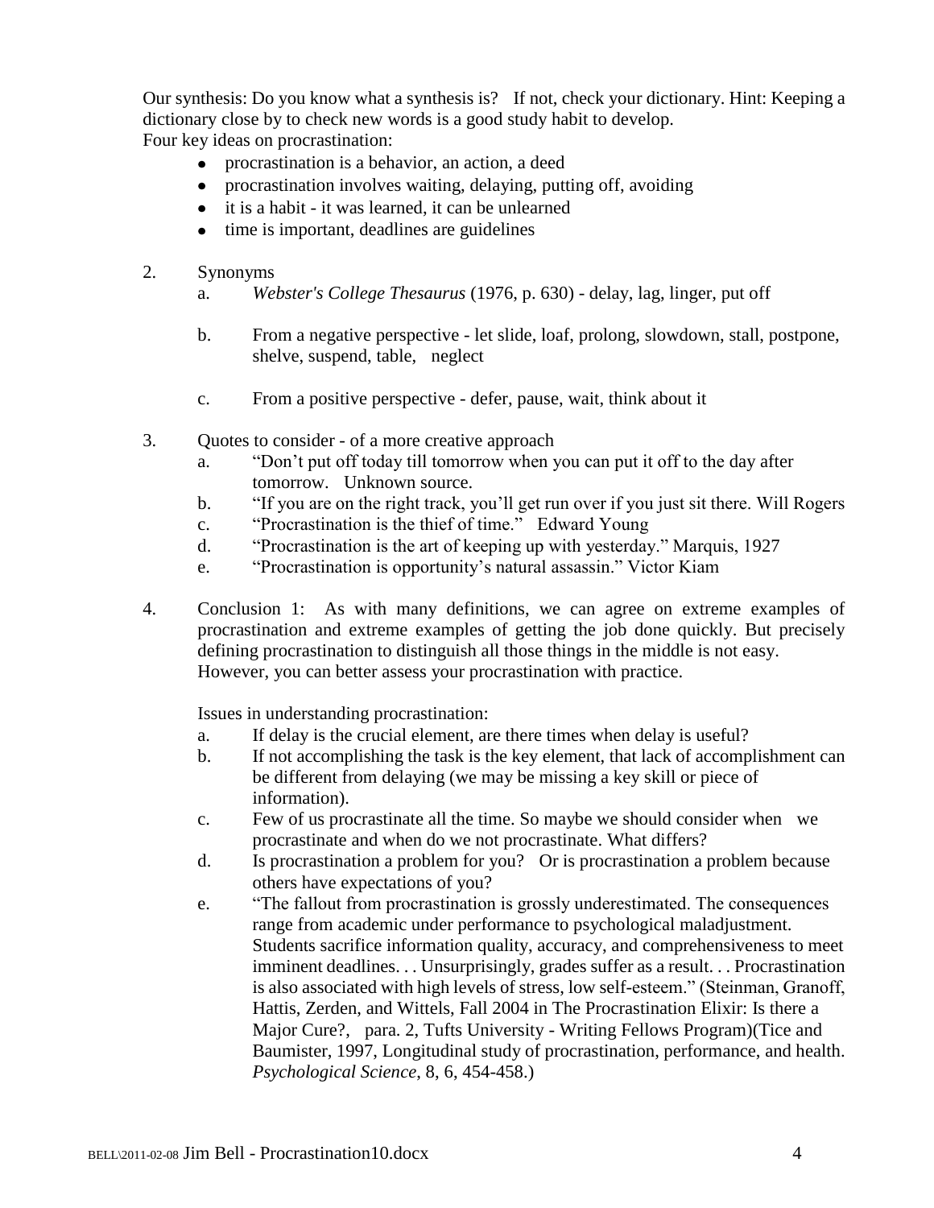Our synthesis: Do you know what a synthesis is? If not, check your dictionary. Hint: Keeping a dictionary close by to check new words is a good study habit to develop.
Four key ideas on procrastination:

- procrastination is a behavior, an action, a deed
- procrastination involves waiting, delaying, putting off, avoiding
- it is a habit - it was learned, it can be unlearned
- time is important, deadlines are guidelines

2. Synonyms
    a. *Webster's College Thesaurus* (1976, p. 630) - delay, lag, linger, put off
    b. From a negative perspective - let slide, loaf, prolong, slowdown, stall, postpone, shelve, suspend, table, neglect
    c. From a positive perspective - defer, pause, wait, think about it

3. Quotes to consider - of a more creative approach
    a. "Don't put off today till tomorrow when you can put it off to the day after tomorrow. Unknown source.
    b. "If you are on the right track, you'll get run over if you just sit there. Will Rogers
    c. "Procrastination is the thief of time." Edward Young
    d. "Procrastination is the art of keeping up with yesterday." Marquis, 1927
    e. "Procrastination is opportunity's natural assassin." Victor Kiam

4. Conclusion 1: As with many definitions, we can agree on extreme examples of procrastination and extreme examples of getting the job done quickly. But precisely defining procrastination to distinguish all those things in the middle is not easy. However, you can better assess your procrastination with practice.

    Issues in understanding procrastination:
    a. If delay is the crucial element, are there times when delay is useful?
    b. If not accomplishing the task is the key element, that lack of accomplishment can be different from delaying (we may be missing a key skill or piece of information).
    c. Few of us procrastinate all the time. So maybe we should consider when we procrastinate and when do we not procrastinate. What differs?
    d. Is procrastination a problem for you? Or is procrastination a problem because others have expectations of you?
    e. "The fallout from procrastination is grossly underestimated. The consequences range from academic under performance to psychological maladjustment. Students sacrifice information quality, accuracy, and comprehensiveness to meet imminent deadlines. . . Unsurprisingly, grades suffer as a result. . . Procrastination is also associated with high levels of stress, low self-esteem." (Steinman, Granoff, Hattis, Zerden, and Wittels, Fall 2004 in The Procrastination Elixir: Is there a Major Cure?, para. 2, Tufts University - Writing Fellows Program)(Tice and Baumister, 1997, Longitudinal study of procrastination, performance, and health. *Psychological Science*, 8, 6, 454-458.)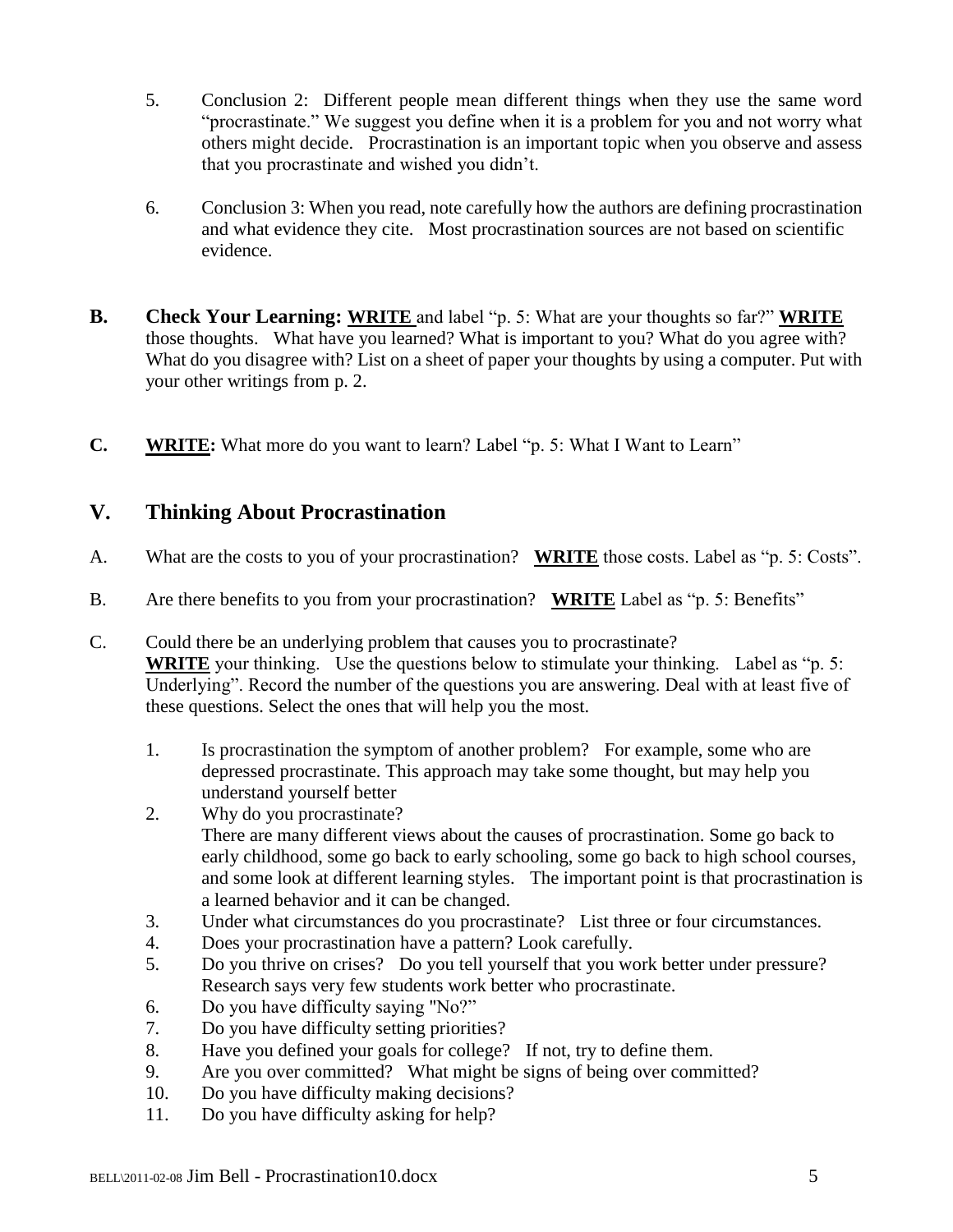5. Conclusion 2: Different people mean different things when they use the same word "procrastinate." We suggest you define when it is a problem for you and not worry what others might decide. Procrastination is an important topic when you observe and assess that you procrastinate and wished you didn't.

6. Conclusion 3: When you read, note carefully how the authors are defining procrastination and what evidence they cite. Most procrastination sources are not based on scientific evidence.

**B. Check Your Learning:** **WRITE** and label "p. 5: What are your thoughts so far?" **WRITE** those thoughts. What have you learned? What is important to you? What do you agree with? What do you disagree with? List on a sheet of paper your thoughts by using a computer. Put with your other writings from p. 2.

**C. WRITE:** What more do you want to learn? Label "p. 5: What I Want to Learn"

## V. Thinking About Procrastination

A. What are the costs to you of your procrastination? **WRITE** those costs. Label as "p. 5: Costs".

B. Are there benefits to you from your procrastination? **WRITE** Label as "p. 5: Benefits"

C. Could there be an underlying problem that causes you to procrastinate? **WRITE** your thinking. Use the questions below to stimulate your thinking. Label as "p. 5: Underlying". Record the number of the questions you are answering. Deal with at least five of these questions. Select the ones that will help you the most.

1. Is procrastination the symptom of another problem? For example, some who are depressed procrastinate. This approach may take some thought, but may help you understand yourself better
2. Why do you procrastinate?
   There are many different views about the causes of procrastination. Some go back to early childhood, some go back to early schooling, some go back to high school courses, and some look at different learning styles. The important point is that procrastination is a learned behavior and it can be changed.
3. Under what circumstances do you procrastinate? List three or four circumstances.
4. Does your procrastination have a pattern? Look carefully.
5. Do you thrive on crises? Do you tell yourself that you work better under pressure? Research says very few students work better who procrastinate.
6. Do you have difficulty saying "No?"
7. Do you have difficulty setting priorities?
8. Have you defined your goals for college? If not, try to define them.
9. Are you over committed? What might be signs of being over committed?
10. Do you have difficulty making decisions?
11. Do you have difficulty asking for help?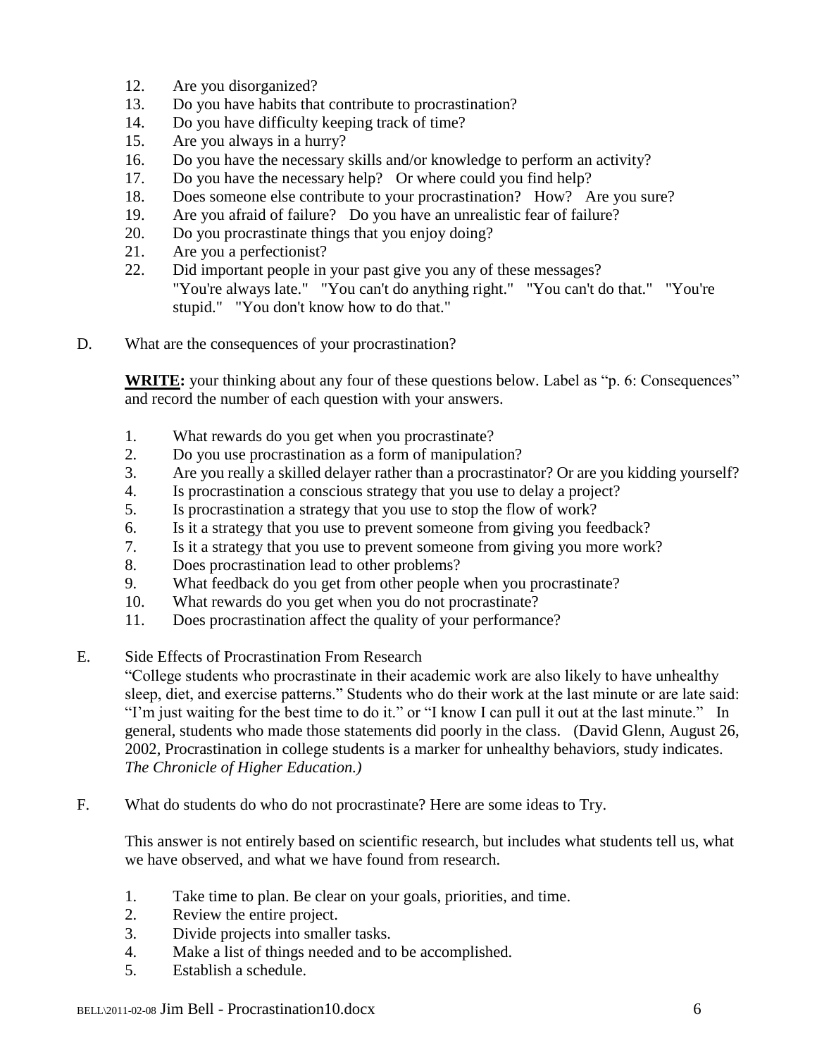12. Are you disorganized?
13. Do you have habits that contribute to procrastination?
14. Do you have difficulty keeping track of time?
15. Are you always in a hurry?
16. Do you have the necessary skills and/or knowledge to perform an activity?
17. Do you have the necessary help? Or where could you find help?
18. Does someone else contribute to your procrastination? How? Are you sure?
19. Are you afraid of failure? Do you have an unrealistic fear of failure?
20. Do you procrastinate things that you enjoy doing?
21. Are you a perfectionist?
22. Did important people in your past give you any of these messages? "You're always late." "You can't do anything right." "You can't do that." "You're stupid." "You don't know how to do that."

D. What are the consequences of your procrastination?

**WRITE:** your thinking about any four of these questions below. Label as "p. 6: Consequences" and record the number of each question with your answers.

1. What rewards do you get when you procrastinate?
2. Do you use procrastination as a form of manipulation?
3. Are you really a skilled delayer rather than a procrastinator? Or are you kidding yourself?
4. Is procrastination a conscious strategy that you use to delay a project?
5. Is procrastination a strategy that you use to stop the flow of work?
6. Is it a strategy that you use to prevent someone from giving you feedback?
7. Is it a strategy that you use to prevent someone from giving you more work?
8. Does procrastination lead to other problems?
9. What feedback do you get from other people when you procrastinate?
10. What rewards do you get when you do not procrastinate?
11. Does procrastination affect the quality of your performance?

E. Side Effects of Procrastination From Research

"College students who procrastinate in their academic work are also likely to have unhealthy sleep, diet, and exercise patterns." Students who do their work at the last minute or are late said: "I'm just waiting for the best time to do it." or "I know I can pull it out at the last minute." In general, students who made those statements did poorly in the class. (David Glenn, August 26, 2002, Procrastination in college students is a marker for unhealthy behaviors, study indicates. *The Chronicle of Higher Education.)*

F. What do students do who do not procrastinate? Here are some ideas to Try.

This answer is not entirely based on scientific research, but includes what students tell us, what we have observed, and what we have found from research.

1. Take time to plan. Be clear on your goals, priorities, and time.
2. Review the entire project.
3. Divide projects into smaller tasks.
4. Make a list of things needed and to be accomplished.
5. Establish a schedule.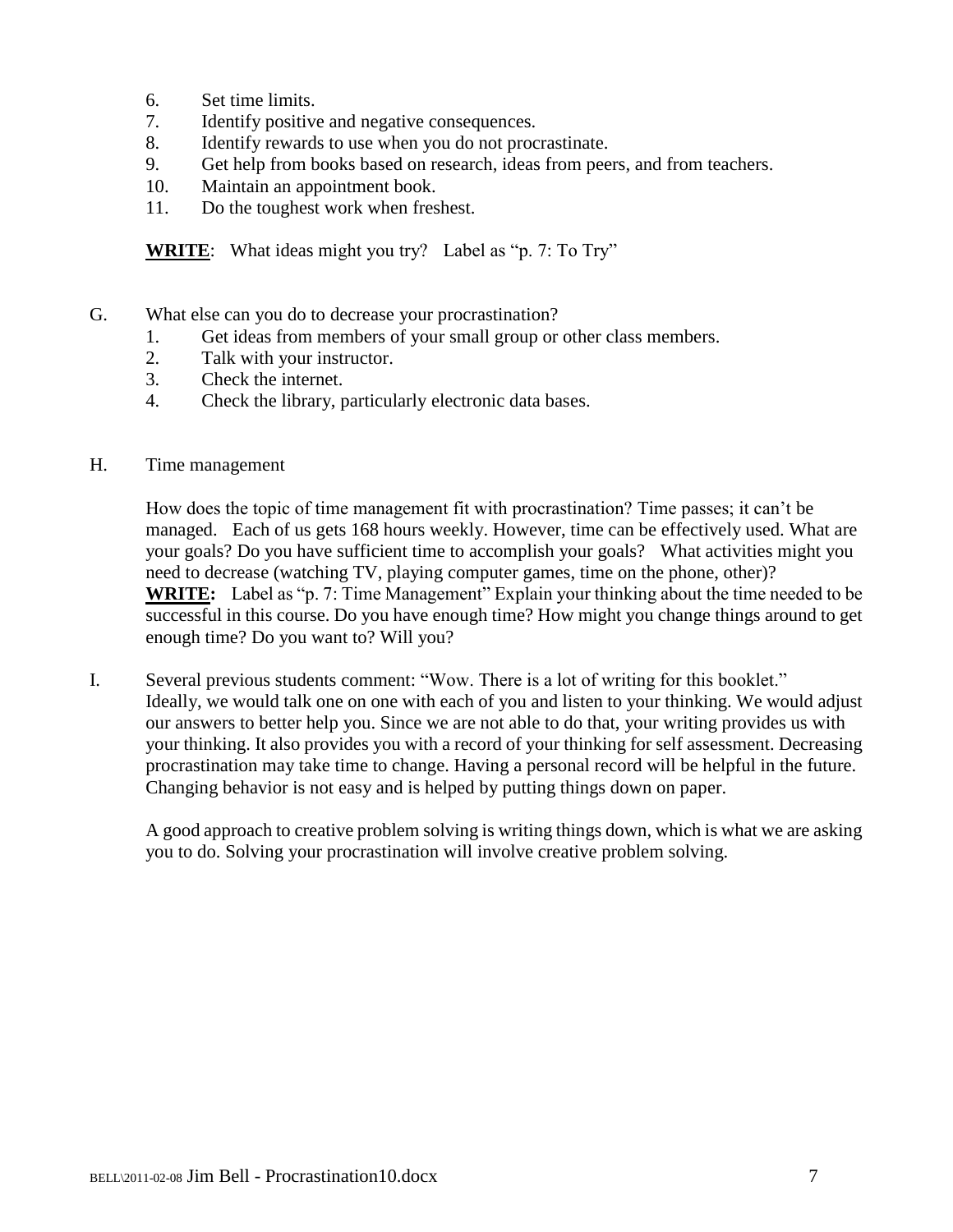6. Set time limits.
7. Identify positive and negative consequences.
8. Identify rewards to use when you do not procrastinate.
9. Get help from books based on research, ideas from peers, and from teachers.
10. Maintain an appointment book.
11. Do the toughest work when freshest.

**WRITE**: What ideas might you try? Label as "p. 7: To Try"

G. What else can you do to decrease your procrastination?

1. Get ideas from members of your small group or other class members.
2. Talk with your instructor.
3. Check the internet.
4. Check the library, particularly electronic data bases.

H. Time management

How does the topic of time management fit with procrastination? Time passes; it can't be managed. Each of us gets 168 hours weekly. However, time can be effectively used. What are your goals? Do you have sufficient time to accomplish your goals? What activities might you need to decrease (watching TV, playing computer games, time on the phone, other)?
**WRITE:** Label as "p. 7: Time Management" Explain your thinking about the time needed to be successful in this course. Do you have enough time? How might you change things around to get enough time? Do you want to? Will you?

I. Several previous students comment: "Wow. There is a lot of writing for this booklet." Ideally, we would talk one on one with each of you and listen to your thinking. We would adjust our answers to better help you. Since we are not able to do that, your writing provides us with your thinking. It also provides you with a record of your thinking for self assessment. Decreasing procrastination may take time to change. Having a personal record will be helpful in the future. Changing behavior is not easy and is helped by putting things down on paper.

A good approach to creative problem solving is writing things down, which is what we are asking you to do. Solving your procrastination will involve creative problem solving.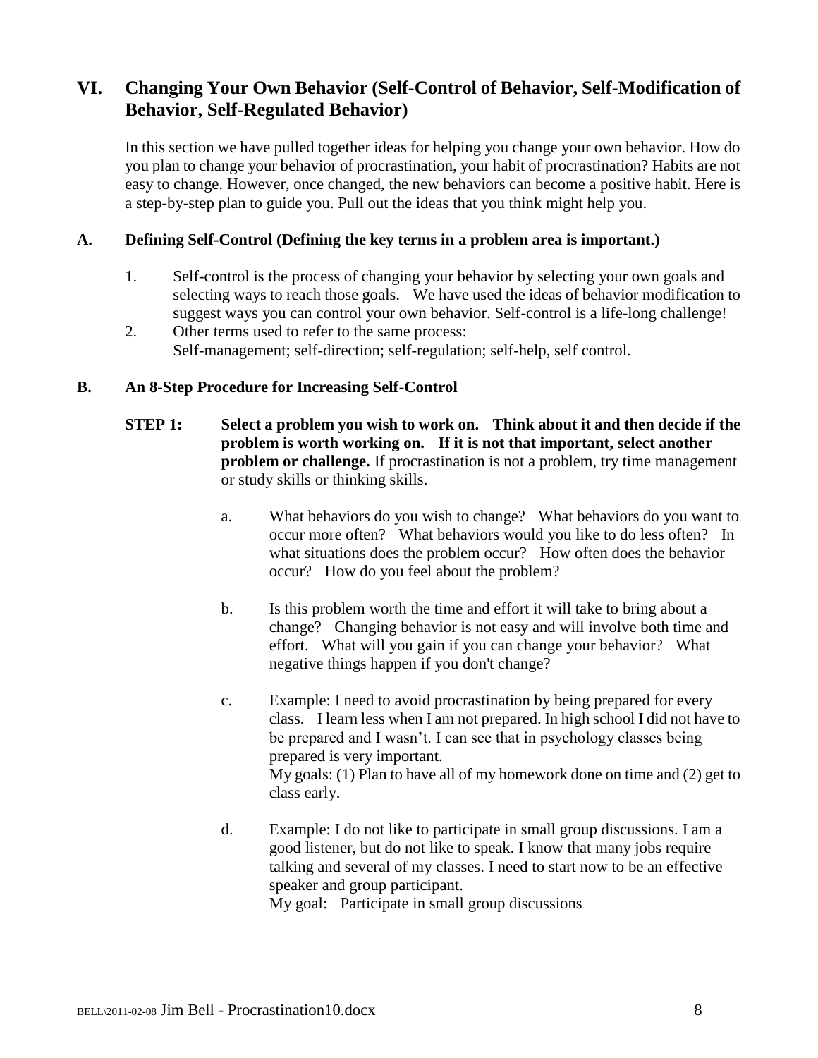## VI. Changing Your Own Behavior (Self-Control of Behavior, Self-Modification of Behavior, Self-Regulated Behavior)

In this section we have pulled together ideas for helping you change your own behavior. How do you plan to change your behavior of procrastination, your habit of procrastination? Habits are not easy to change. However, once changed, the new behaviors can become a positive habit. Here is a step-by-step plan to guide you. Pull out the ideas that you think might help you.

### A. Defining Self-Control (Defining the key terms in a problem area is important.)

1. Self-control is the process of changing your behavior by selecting your own goals and selecting ways to reach those goals. We have used the ideas of behavior modification to suggest ways you can control your own behavior. Self-control is a life-long challenge!
2. Other terms used to refer to the same process:
   Self-management; self-direction; self-regulation; self-help, self control.

### B. An 8-Step Procedure for Increasing Self-Control

**STEP 1: Select a problem you wish to work on. Think about it and then decide if the problem is worth working on. If it is not that important, select another problem or challenge.** If procrastination is not a problem, try time management or study skills or thinking skills.

a. What behaviors do you wish to change? What behaviors do you want to occur more often? What behaviors would you like to do less often? In what situations does the problem occur? How often does the behavior occur? How do you feel about the problem?

b. Is this problem worth the time and effort it will take to bring about a change? Changing behavior is not easy and will involve both time and effort. What will you gain if you can change your behavior? What negative things happen if you don't change?

c. Example: I need to avoid procrastination by being prepared for every class. I learn less when I am not prepared. In high school I did not have to be prepared and I wasn't. I can see that in psychology classes being prepared is very important.
   My goals: (1) Plan to have all of my homework done on time and (2) get to class early.

d. Example: I do not like to participate in small group discussions. I am a good listener, but do not like to speak. I know that many jobs require talking and several of my classes. I need to start now to be an effective speaker and group participant.
   My goal: Participate in small group discussions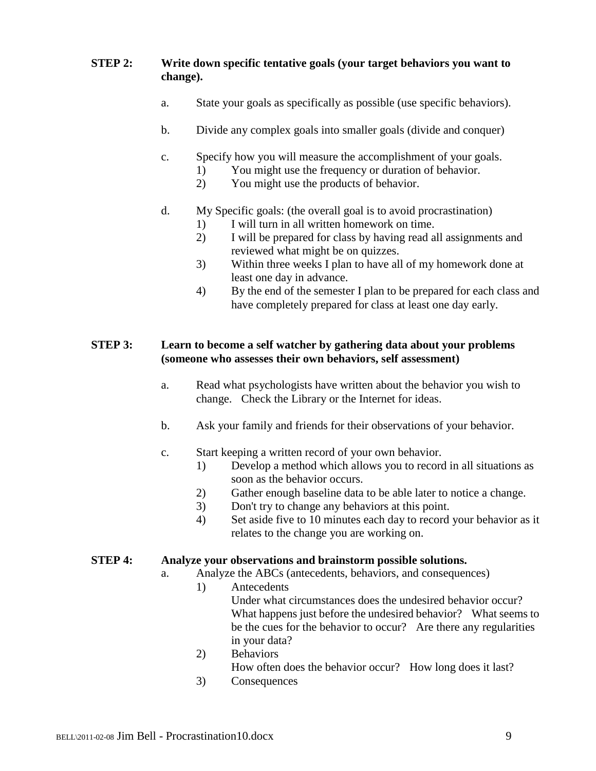**STEP 2: Write down specific tentative goals (your target behaviors you want to change).**

a. State your goals as specifically as possible (use specific behaviors).

b. Divide any complex goals into smaller goals (divide and conquer)

c. Specify how you will measure the accomplishment of your goals.
   1) You might use the frequency or duration of behavior.
   2) You might use the products of behavior.

d. My Specific goals: (the overall goal is to avoid procrastination)
   1) I will turn in all written homework on time.
   2) I will be prepared for class by having read all assignments and reviewed what might be on quizzes.
   3) Within three weeks I plan to have all of my homework done at least one day in advance.
   4) By the end of the semester I plan to be prepared for each class and have completely prepared for class at least one day early.

**STEP 3: Learn to become a self watcher by gathering data about your problems (someone who assesses their own behaviors, self assessment)**

a. Read what psychologists have written about the behavior you wish to change. Check the Library or the Internet for ideas.

b. Ask your family and friends for their observations of your behavior.

c. Start keeping a written record of your own behavior.
   1) Develop a method which allows you to record in all situations as soon as the behavior occurs.
   2) Gather enough baseline data to be able later to notice a change.
   3) Don't try to change any behaviors at this point.
   4) Set aside five to 10 minutes each day to record your behavior as it relates to the change you are working on.

**STEP 4: Analyze your observations and brainstorm possible solutions.**

a. Analyze the ABCs (antecedents, behaviors, and consequences)
   1) Antecedents
      Under what circumstances does the undesired behavior occur? What happens just before the undesired behavior? What seems to be the cues for the behavior to occur? Are there any regularities in your data?
   2) Behaviors
      How often does the behavior occur? How long does it last?
   3) Consequences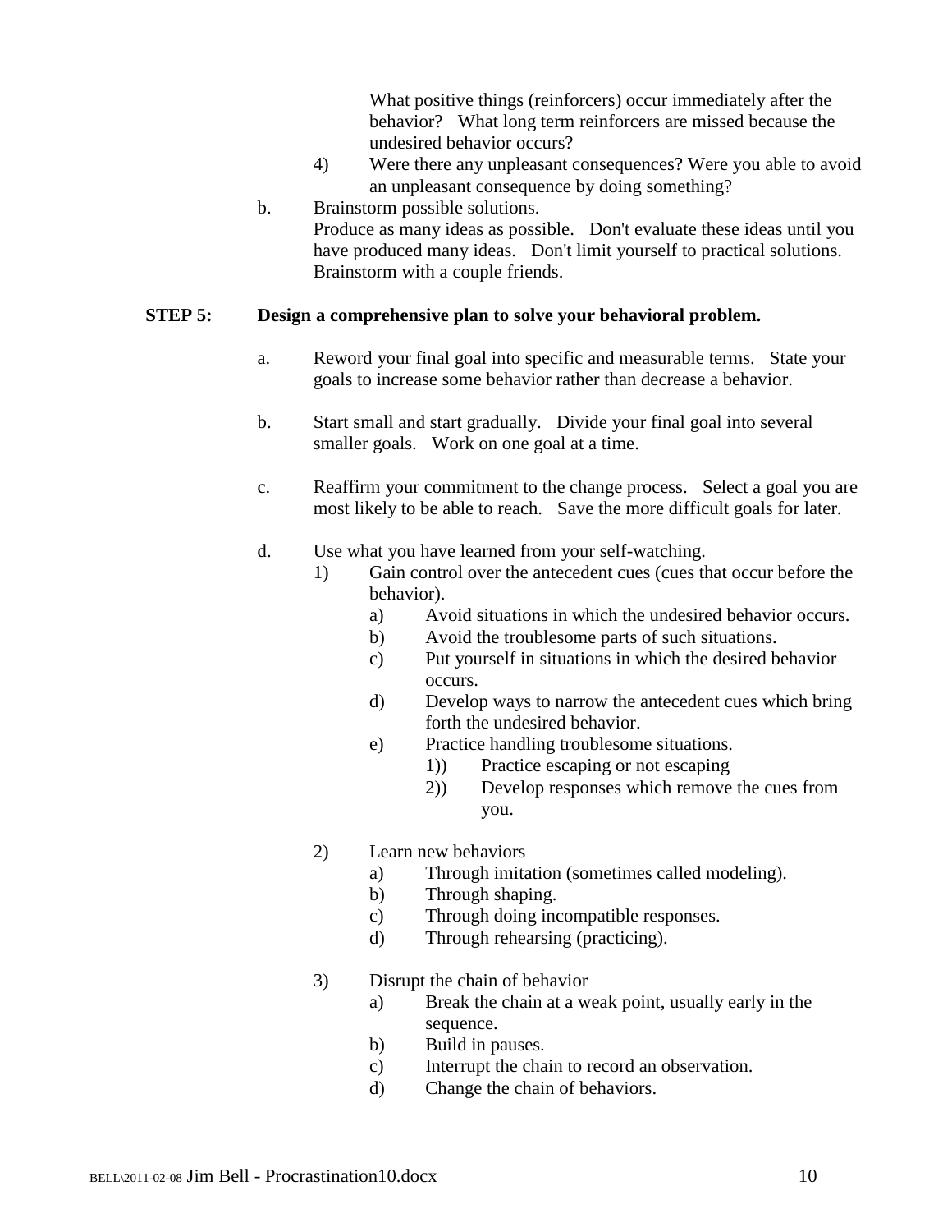What positive things (reinforcers) occur immediately after the behavior? What long term reinforcers are missed because the undesired behavior occurs?

4) Were there any unpleasant consequences? Were you able to avoid an unpleasant consequence by doing something?

b. Brainstorm possible solutions.
Produce as many ideas as possible. Don't evaluate these ideas until you have produced many ideas. Don't limit yourself to practical solutions. Brainstorm with a couple friends.

**STEP 5: Design a comprehensive plan to solve your behavioral problem.**

a. Reword your final goal into specific and measurable terms. State your goals to increase some behavior rather than decrease a behavior.

b. Start small and start gradually. Divide your final goal into several smaller goals. Work on one goal at a time.

c. Reaffirm your commitment to the change process. Select a goal you are most likely to be able to reach. Save the more difficult goals for later.

d. Use what you have learned from your self-watching.
   1) Gain control over the antecedent cues (cues that occur before the behavior).
      a) Avoid situations in which the undesired behavior occurs.
      b) Avoid the troublesome parts of such situations.
      c) Put yourself in situations in which the desired behavior occurs.
      d) Develop ways to narrow the antecedent cues which bring forth the undesired behavior.
      e) Practice handling troublesome situations.
         1)) Practice escaping or not escaping
         2)) Develop responses which remove the cues from you.

   2) Learn new behaviors
      a) Through imitation (sometimes called modeling).
      b) Through shaping.
      c) Through doing incompatible responses.
      d) Through rehearsing (practicing).

   3) Disrupt the chain of behavior
      a) Break the chain at a weak point, usually early in the sequence.
      b) Build in pauses.
      c) Interrupt the chain to record an observation.
      d) Change the chain of behaviors.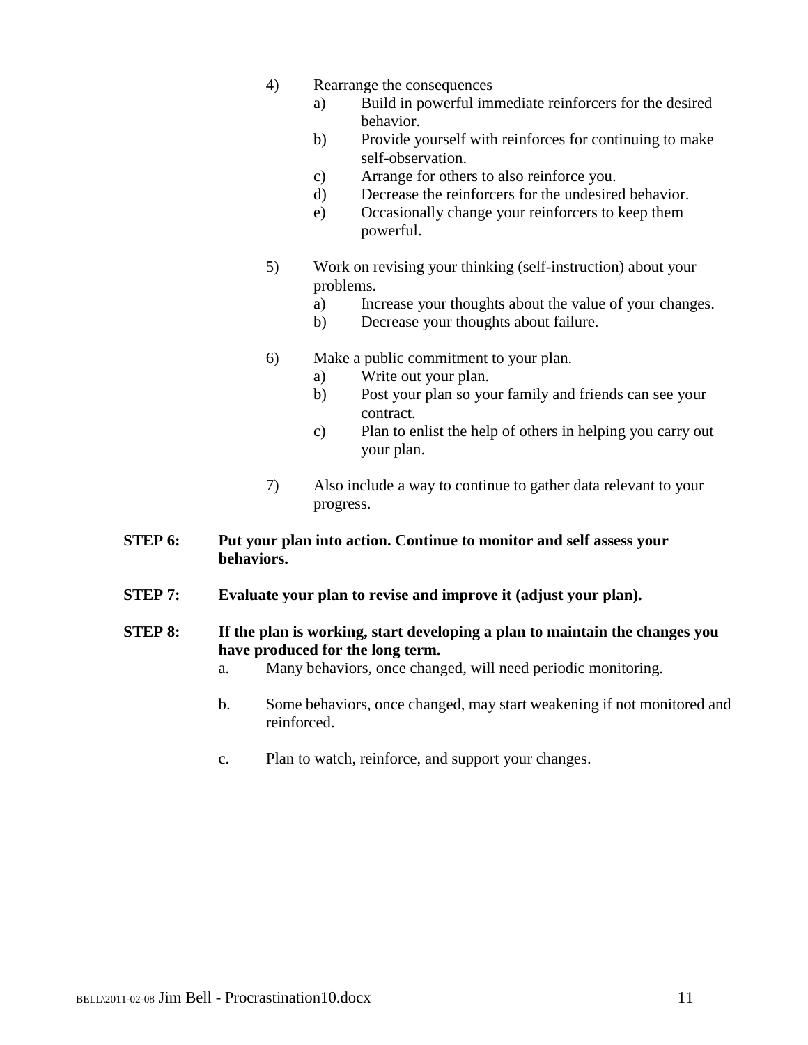4) Rearrange the consequences
   a) Build in powerful immediate reinforcers for the desired behavior.
   b) Provide yourself with reinforces for continuing to make self-observation.
   c) Arrange for others to also reinforce you.
   d) Decrease the reinforcers for the undesired behavior.
   e) Occasionally change your reinforcers to keep them powerful.

5) Work on revising your thinking (self-instruction) about your problems.
   a) Increase your thoughts about the value of your changes.
   b) Decrease your thoughts about failure.

6) Make a public commitment to your plan.
   a) Write out your plan.
   b) Post your plan so your family and friends can see your contract.
   c) Plan to enlist the help of others in helping you carry out your plan.

7) Also include a way to continue to gather data relevant to your progress.

**STEP 6: Put your plan into action. Continue to monitor and self assess your behaviors.**

**STEP 7: Evaluate your plan to revise and improve it (adjust your plan).**

**STEP 8: If the plan is working, start developing a plan to maintain the changes you have produced for the long term.**

a. Many behaviors, once changed, will need periodic monitoring.

b. Some behaviors, once changed, may start weakening if not monitored and reinforced.

c. Plan to watch, reinforce, and support your changes.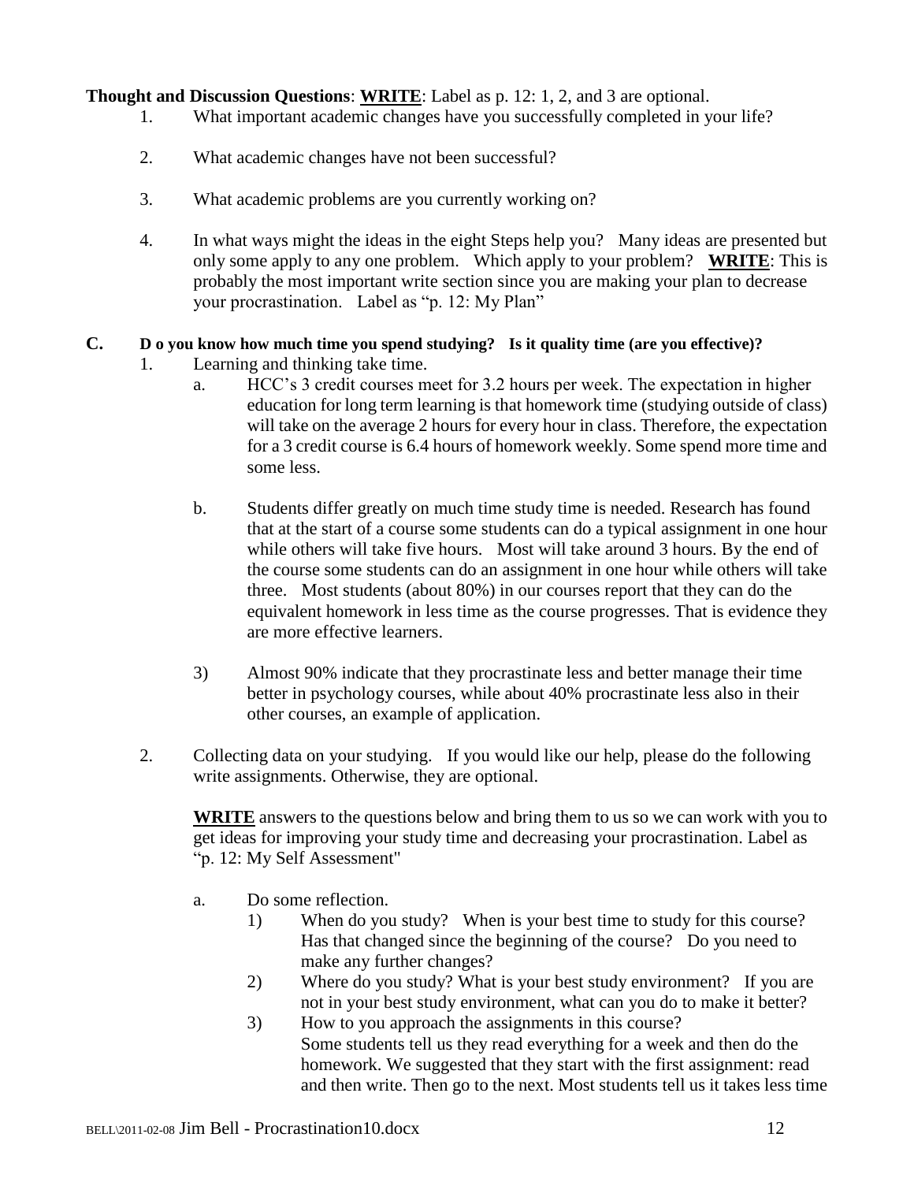**Thought and Discussion Questions**: **WRITE**: Label as p. 12: 1, 2, and 3 are optional.

1. What important academic changes have you successfully completed in your life?

2. What academic changes have not been successful?

3. What academic problems are you currently working on?

4. In what ways might the ideas in the eight Steps help you? Many ideas are presented but only some apply to any one problem. Which apply to your problem? **WRITE**: This is probably the most important write section since you are making your plan to decrease your procrastination. Label as "p. 12: My Plan"

**C. D o you know how much time you spend studying? Is it quality time (are you effective)?**

1. Learning and thinking take time.

   a. HCC's 3 credit courses meet for 3.2 hours per week. The expectation in higher education for long term learning is that homework time (studying outside of class) will take on the average 2 hours for every hour in class. Therefore, the expectation for a 3 credit course is 6.4 hours of homework weekly. Some spend more time and some less.

   b. Students differ greatly on much time study time is needed. Research has found that at the start of a course some students can do a typical assignment in one hour while others will take five hours. Most will take around 3 hours. By the end of the course some students can do an assignment in one hour while others will take three. Most students (about 80%) in our courses report that they can do the equivalent homework in less time as the course progresses. That is evidence they are more effective learners.

   3) Almost 90% indicate that they procrastinate less and better manage their time better in psychology courses, while about 40% procrastinate less also in their other courses, an example of application.

2. Collecting data on your studying. If you would like our help, please do the following write assignments. Otherwise, they are optional.

   **WRITE** answers to the questions below and bring them to us so we can work with you to get ideas for improving your study time and decreasing your procrastination. Label as "p. 12: My Self Assessment"

   a. Do some reflection.

      1) When do you study? When is your best time to study for this course? Has that changed since the beginning of the course? Do you need to make any further changes?

      2) Where do you study? What is your best study environment? If you are not in your best study environment, what can you do to make it better?

      3) How to you approach the assignments in this course? Some students tell us they read everything for a week and then do the homework. We suggested that they start with the first assignment: read and then write. Then go to the next. Most students tell us it takes less time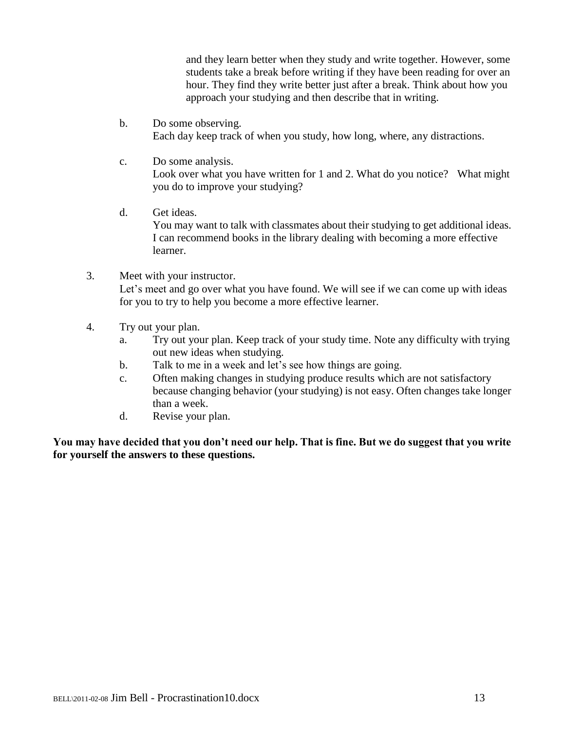and they learn better when they study and write together. However, some students take a break before writing if they have been reading for over an hour. They find they write better just after a break. Think about how you approach your studying and then describe that in writing.

b. Do some observing.
Each day keep track of when you study, how long, where, any distractions.

c. Do some analysis.
Look over what you have written for 1 and 2. What do you notice? What might you do to improve your studying?

d. Get ideas.
You may want to talk with classmates about their studying to get additional ideas. I can recommend books in the library dealing with becoming a more effective learner.

3. Meet with your instructor.
Let's meet and go over what you have found. We will see if we can come up with ideas for you to try to help you become a more effective learner.

4. Try out your plan.
   a. Try out your plan. Keep track of your study time. Note any difficulty with trying out new ideas when studying.
   b. Talk to me in a week and let's see how things are going.
   c. Often making changes in studying produce results which are not satisfactory because changing behavior (your studying) is not easy. Often changes take longer than a week.
   d. Revise your plan.

**You may have decided that you don't need our help. That is fine. But we do suggest that you write for yourself the answers to these questions.**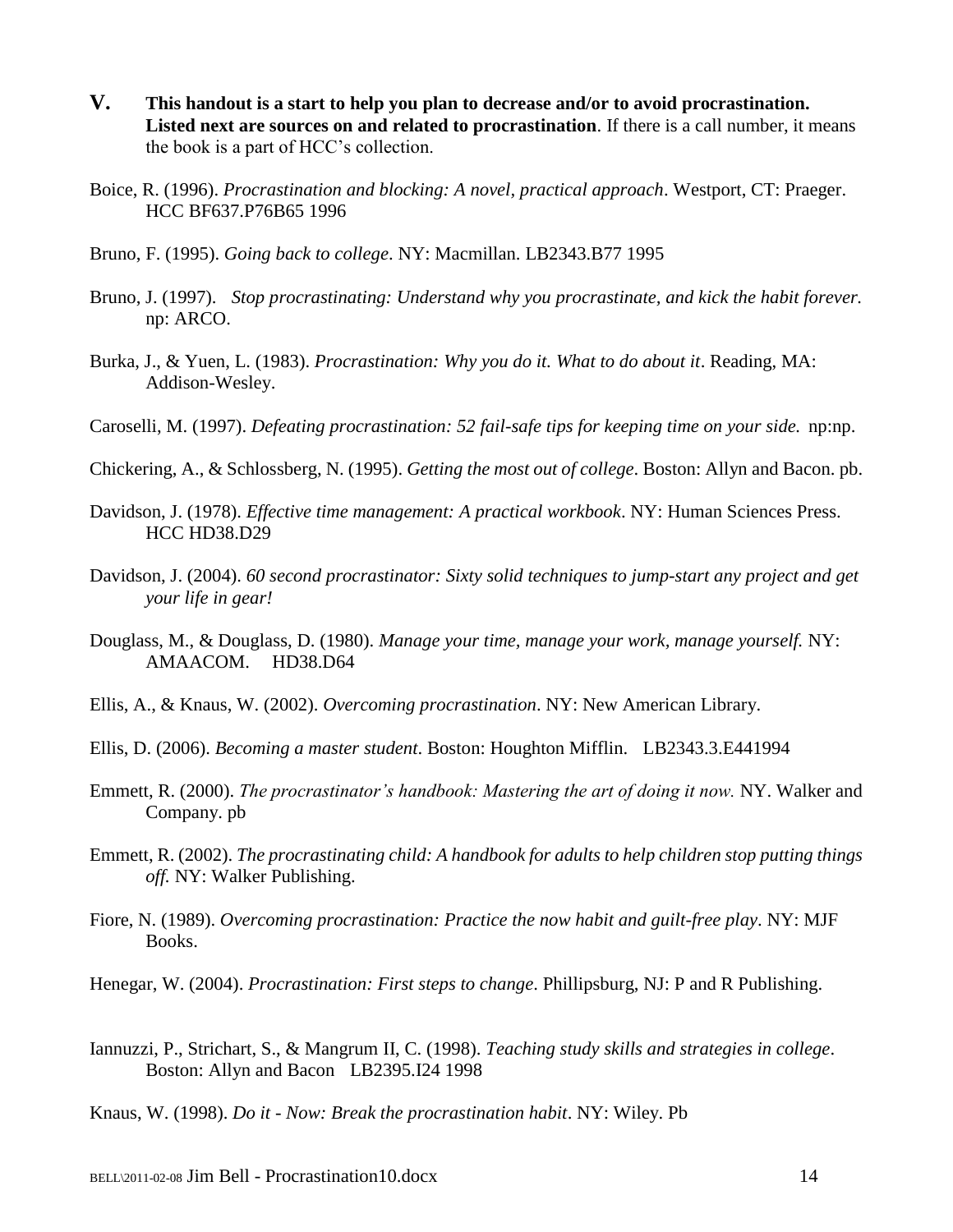**V. This handout is a start to help you plan to decrease and/or to avoid procrastination. Listed next are sources on and related to procrastination**. If there is a call number, it means the book is a part of HCC's collection.

Boice, R. (1996). *Procrastination and blocking: A novel, practical approach*. Westport, CT: Praeger. HCC BF637.P76B65 1996

Bruno, F. (1995). *Going back to college*. NY: Macmillan. LB2343.B77 1995

Bruno, J. (1997). *Stop procrastinating: Understand why you procrastinate, and kick the habit forever.* np: ARCO.

Burka, J., & Yuen, L. (1983). *Procrastination: Why you do it. What to do about it*. Reading, MA: Addison-Wesley.

Caroselli, M. (1997). *Defeating procrastination: 52 fail-safe tips for keeping time on your side.* np:np.

Chickering, A., & Schlossberg, N. (1995). *Getting the most out of college*. Boston: Allyn and Bacon. pb.

Davidson, J. (1978). *Effective time management: A practical workbook*. NY: Human Sciences Press. HCC HD38.D29

Davidson, J. (2004). *60 second procrastinator: Sixty solid techniques to jump-start any project and get your life in gear!*

Douglass, M., & Douglass, D. (1980). *Manage your time, manage your work, manage yourself.* NY: AMAACOM. HD38.D64

Ellis, A., & Knaus, W. (2002). *Overcoming procrastination*. NY: New American Library.

Ellis, D. (2006). *Becoming a master student*. Boston: Houghton Mifflin. LB2343.3.E441994

Emmett, R. (2000). *The procrastinator's handbook: Mastering the art of doing it now.* NY. Walker and Company. pb

Emmett, R. (2002). *The procrastinating child: A handbook for adults to help children stop putting things off.* NY: Walker Publishing.

Fiore, N. (1989). *Overcoming procrastination: Practice the now habit and guilt-free play*. NY: MJF Books.

Henegar, W. (2004). *Procrastination: First steps to change*. Phillipsburg, NJ: P and R Publishing.

Iannuzzi, P., Strichart, S., & Mangrum II, C. (1998). *Teaching study skills and strategies in college*. Boston: Allyn and Bacon LB2395.I24 1998

Knaus, W. (1998). *Do it - Now: Break the procrastination habit*. NY: Wiley. Pb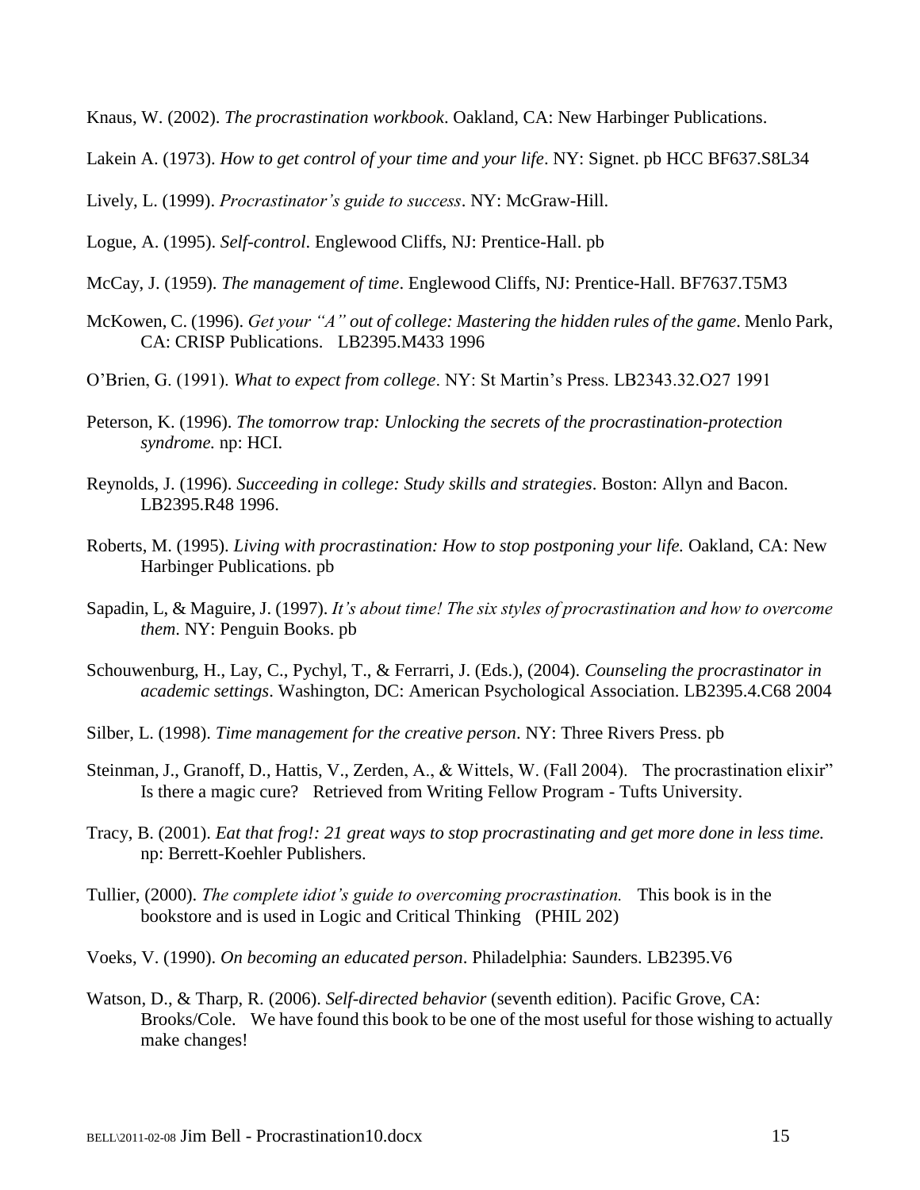Knaus, W. (2002). *The procrastination workbook*. Oakland, CA: New Harbinger Publications.

Lakein A. (1973). *How to get control of your time and your life*. NY: Signet. pb HCC BF637.S8L34

Lively, L. (1999). *Procrastinator's guide to success*. NY: McGraw-Hill.

Logue, A. (1995). *Self-control*. Englewood Cliffs, NJ: Prentice-Hall. pb

McCay, J. (1959). *The management of time*. Englewood Cliffs, NJ: Prentice-Hall. BF7637.T5M3

McKowen, C. (1996). *Get your "A" out of college: Mastering the hidden rules of the game*. Menlo Park, CA: CRISP Publications. LB2395.M433 1996

O'Brien, G. (1991). *What to expect from college*. NY: St Martin's Press. LB2343.32.O27 1991

Peterson, K. (1996). *The tomorrow trap: Unlocking the secrets of the procrastination-protection syndrome.* np: HCI.

Reynolds, J. (1996). *Succeeding in college: Study skills and strategies*. Boston: Allyn and Bacon. LB2395.R48 1996.

Roberts, M. (1995). *Living with procrastination: How to stop postponing your life.* Oakland, CA: New Harbinger Publications. pb

Sapadin, L, & Maguire, J. (1997). *It's about time! The six styles of procrastination and how to overcome them.* NY: Penguin Books. pb

Schouwenburg, H., Lay, C., Pychyl, T., & Ferrarri, J. (Eds.), (2004). *Counseling the procrastinator in academic settings*. Washington, DC: American Psychological Association. LB2395.4.C68 2004

Silber, L. (1998). *Time management for the creative person*. NY: Three Rivers Press. pb

Steinman, J., Granoff, D., Hattis, V., Zerden, A., & Wittels, W. (Fall 2004). The procrastination elixir" Is there a magic cure? Retrieved from Writing Fellow Program - Tufts University.

Tracy, B. (2001). *Eat that frog!: 21 great ways to stop procrastinating and get more done in less time.* np: Berrett-Koehler Publishers.

Tullier, (2000). *The complete idiot's guide to overcoming procrastination.* This book is in the bookstore and is used in Logic and Critical Thinking (PHIL 202)

Voeks, V. (1990). *On becoming an educated person*. Philadelphia: Saunders. LB2395.V6

Watson, D., & Tharp, R. (2006). *Self-directed behavior* (seventh edition). Pacific Grove, CA: Brooks/Cole. We have found this book to be one of the most useful for those wishing to actually make changes!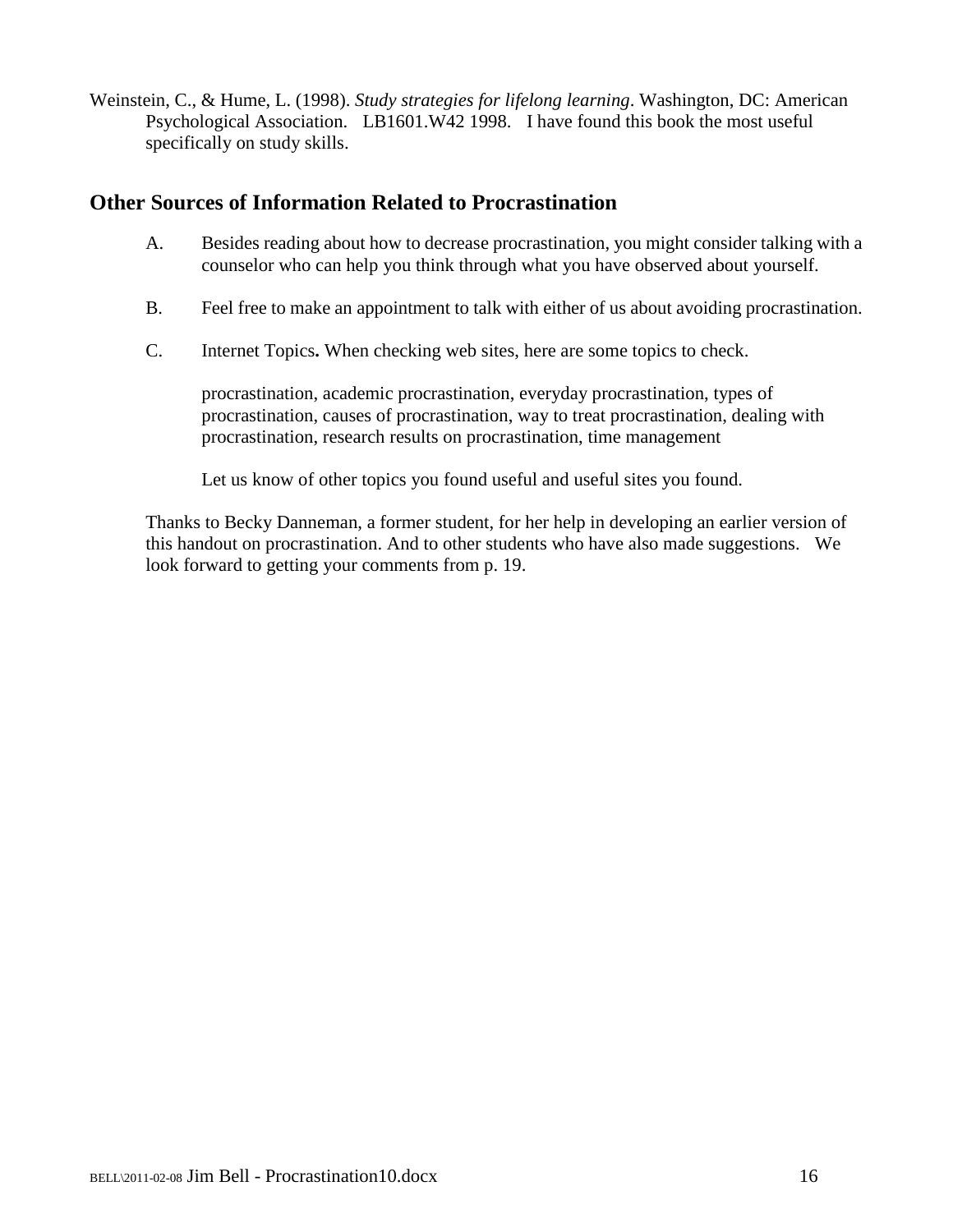Weinstein, C., & Hume, L. (1998). *Study strategies for lifelong learning*. Washington, DC: American Psychological Association. LB1601.W42 1998. I have found this book the most useful specifically on study skills.

## Other Sources of Information Related to Procrastination

A. Besides reading about how to decrease procrastination, you might consider talking with a counselor who can help you think through what you have observed about yourself.

B. Feel free to make an appointment to talk with either of us about avoiding procrastination.

C. Internet Topics**.** When checking web sites, here are some topics to check.

procrastination, academic procrastination, everyday procrastination, types of procrastination, causes of procrastination, way to treat procrastination, dealing with procrastination, research results on procrastination, time management

Let us know of other topics you found useful and useful sites you found.

Thanks to Becky Danneman, a former student, for her help in developing an earlier version of this handout on procrastination. And to other students who have also made suggestions. We look forward to getting your comments from p. 19.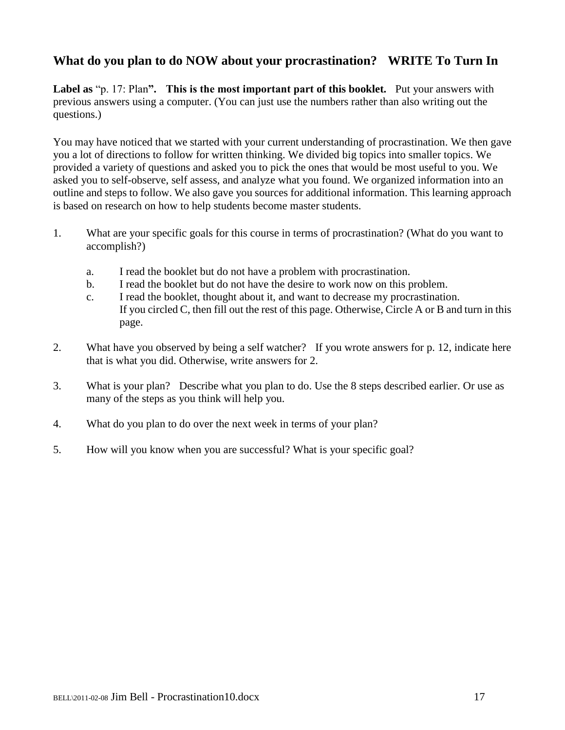## What do you plan to do NOW about your procrastination? WRITE To Turn In

**Label as** "p. 17: Plan**". This is the most important part of this booklet.** Put your answers with previous answers using a computer. (You can just use the numbers rather than also writing out the questions.)

You may have noticed that we started with your current understanding of procrastination. We then gave you a lot of directions to follow for written thinking. We divided big topics into smaller topics. We provided a variety of questions and asked you to pick the ones that would be most useful to you. We asked you to self-observe, self assess, and analyze what you found. We organized information into an outline and steps to follow. We also gave you sources for additional information. This learning approach is based on research on how to help students become master students.

1. What are your specific goals for this course in terms of procrastination? (What do you want to accomplish?)

   a. I read the booklet but do not have a problem with procrastination.

   b. I read the booklet but do not have the desire to work now on this problem.

   c. I read the booklet, thought about it, and want to decrease my procrastination.
      If you circled C, then fill out the rest of this page. Otherwise, Circle A or B and turn in this page.

2. What have you observed by being a self watcher? If you wrote answers for p. 12, indicate here that is what you did. Otherwise, write answers for 2.

3. What is your plan? Describe what you plan to do. Use the 8 steps described earlier. Or use as many of the steps as you think will help you.

4. What do you plan to do over the next week in terms of your plan?

5. How will you know when you are successful? What is your specific goal?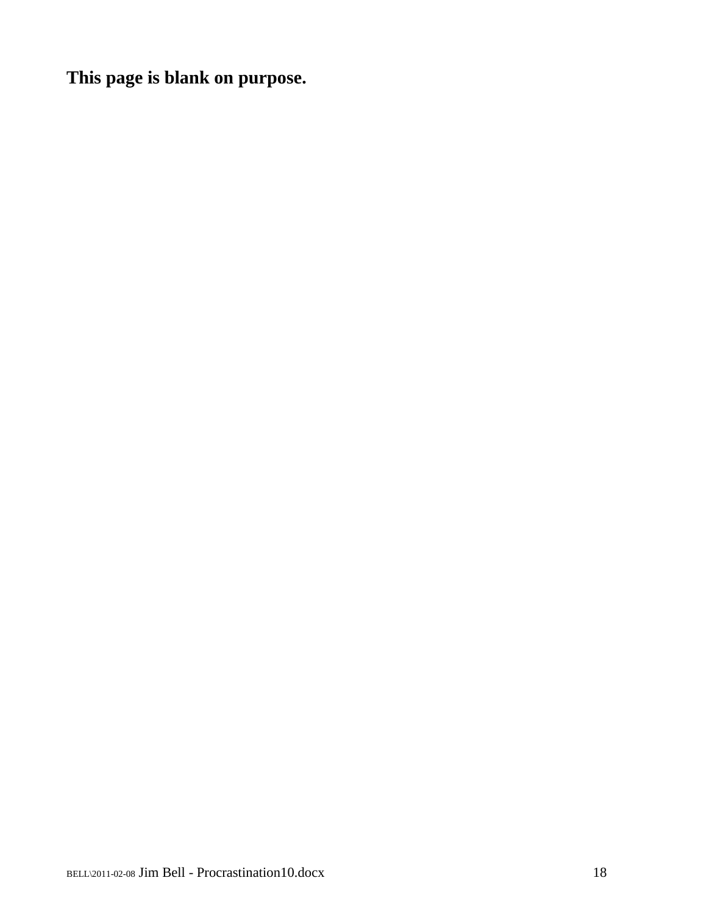**This page is blank on purpose.**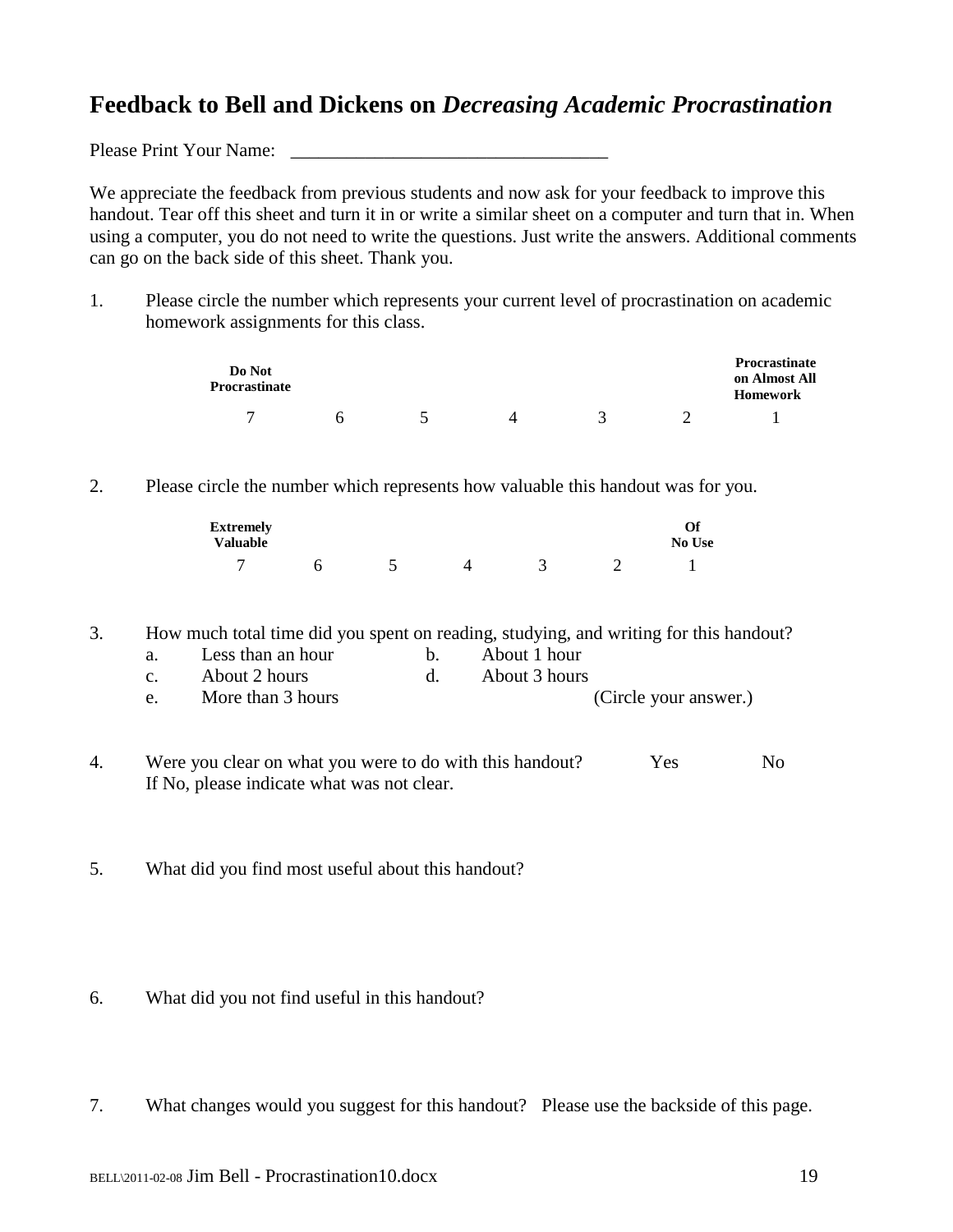# Feedback to Bell and Dickens on *Decreasing Academic Procrastination*

Please Print Your Name: ___________________________________

We appreciate the feedback from previous students and now ask for your feedback to improve this handout. Tear off this sheet and turn it in or write a similar sheet on a computer and turn that in. When using a computer, you do not need to write the questions. Just write the answers. Additional comments can go on the back side of this sheet. Thank you.

1. Please circle the number which represents your current level of procrastination on academic homework assignments for this class.

| **Do Not Procrastinate** | | | | | | **Procrastinate on Almost All Homework** |
|---|---|---|---|---|---|---|
| 7 | 6 | 5 | 4 | 3 | 2 | 1 |

2. Please circle the number which represents how valuable this handout was for you.

| **Extremely Valuable** | | | | | | **Of No Use** |
|---|---|---|---|---|---|---|
| 7 | 6 | 5 | 4 | 3 | 2 | 1 |

3. How much total time did you spent on reading, studying, and writing for this handout?
   - a. Less than an hour
   - b. About 1 hour
   - c. About 2 hours
   - d. About 3 hours
   - e. More than 3 hours

   (Circle your answer.)

4. Were you clear on what you were to do with this handout? Yes No
   If No, please indicate what was not clear.

5. What did you find most useful about this handout?

6. What did you not find useful in this handout?

7. What changes would you suggest for this handout? Please use the backside of this page.